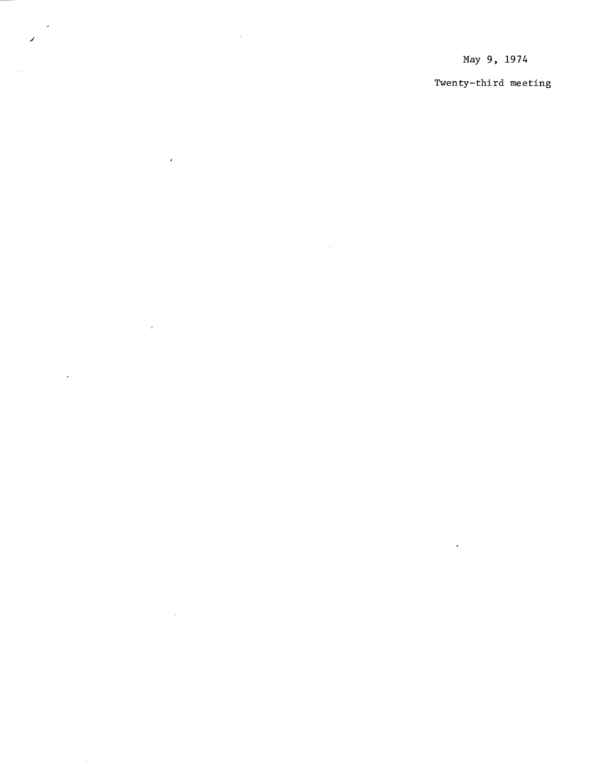May 9, 1974

Twenty-third meeting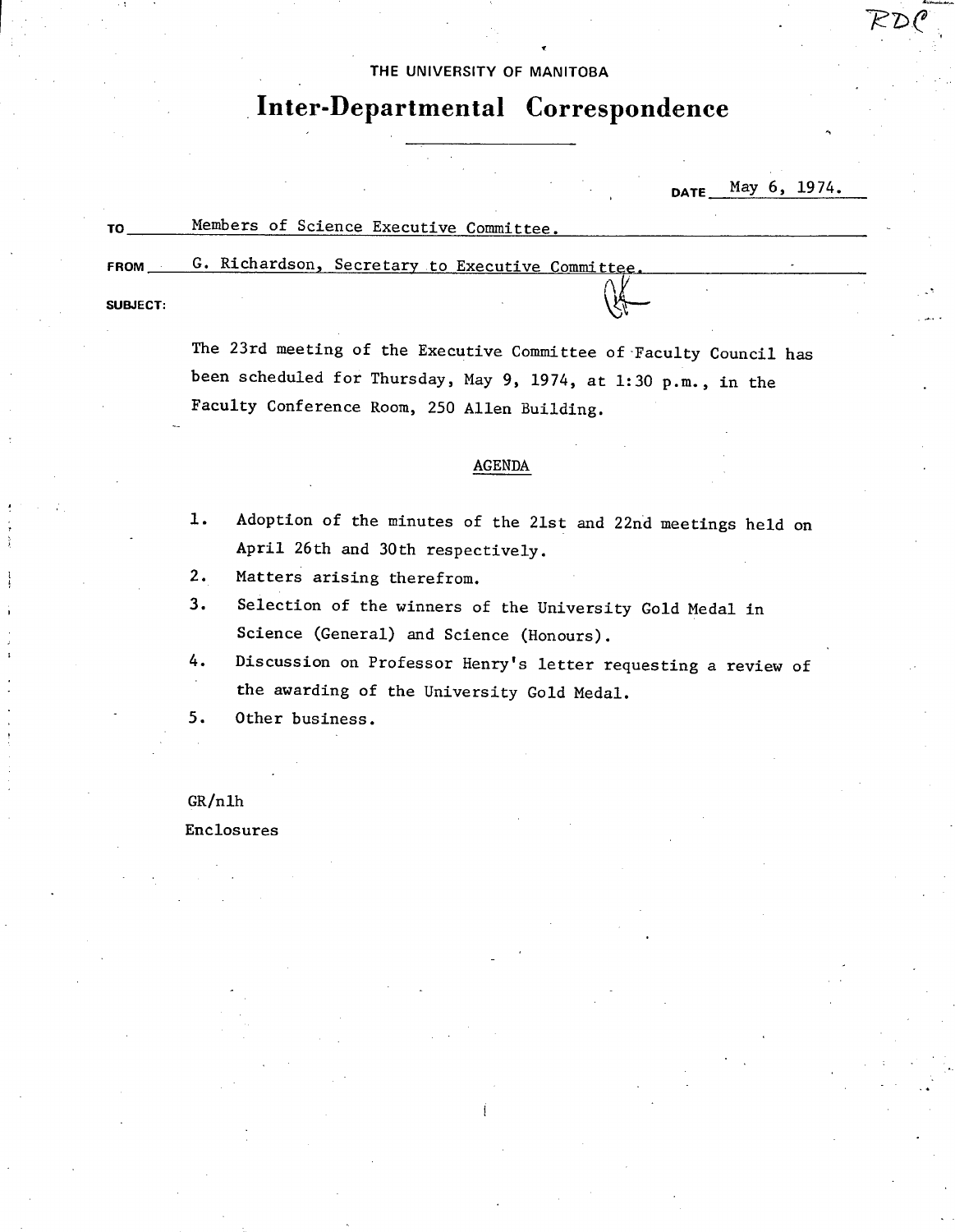RDC

THE UNIVERSITY OF MANITOBA

# Inter-Departmental Correspondence

DATE May 6, 1974.

TO Members of Science Executive Committee.

FROM G. Richardson, Secretary to Executive Committee.

SUBJECT:

The 23rd meeting of the Executive Committee of Faculty Council has been scheduled for Thursday, May 9, 1974, at 1:30 p.m., in the Faculty Conference Room, 250 Allen Building.

## AGENDA

1. Adoption of the minutes of the 21st and 22nd meetings held on April 26th and 30th respectively.
2. Matters arising therefrom.
3. Selection of the winners of the University Gold Medal in Science (General) and Science (Honours).
4. Discussion on Professor Henry's letter requesting a review of the awarding of the University Gold Medal.
5. Other business.

GR/nlh

Enclosures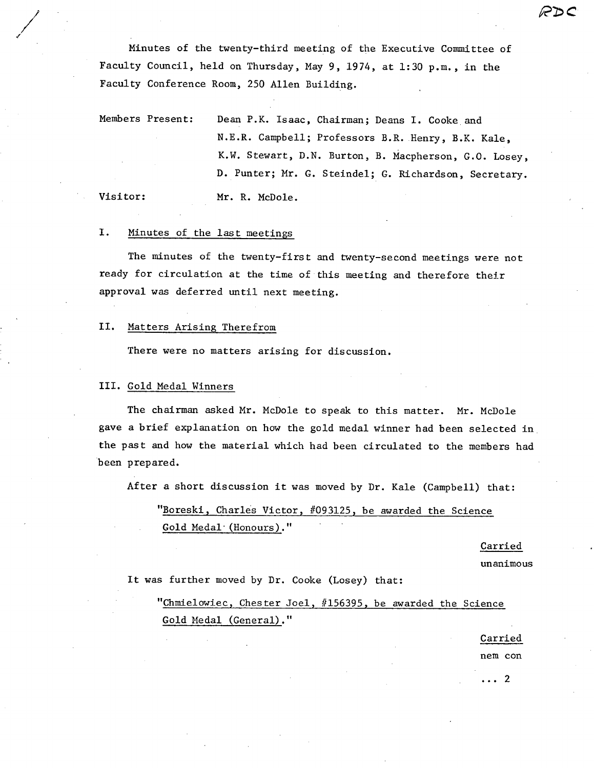RDC

Minutes of the twenty-third meeting of the Executive Committee of Faculty Council, held on Thursday, May 9, 1974, at 1:30 p.m., in the Faculty Conference Room, 250 Allen Building.

Members Present: Dean P.K. Isaac, Chairman; Deans I. Cooke and N.E.R. Campbell; Professors B.R. Henry, B.K. Kale, K.W. Stewart, D.N. Burton, B. Macpherson, G.O. Losey, D. Punter; Mr. G. Steindel; G. Richardson, Secretary.

Visitor: Mr. R. McDole.

## I. Minutes of the last meetings

The minutes of the twenty-first and twenty-second meetings were not ready for circulation at the time of this meeting and therefore their approval was deferred until next meeting.

## II. Matters Arising Therefrom

There were no matters arising for discussion.

## III. Gold Medal Winners

The chairman asked Mr. McDole to speak to this matter. Mr. McDole gave a brief explanation on how the gold medal winner had been selected in the past and how the material which had been circulated to the members had been prepared.

After a short discussion it was moved by Dr. Kale (Campbell) that:

> "Boreski, Charles Victor, #093125, be awarded the Science Gold Medal (Honours)."

Carried
unanimous

It was further moved by Dr. Cooke (Losey) that:

> "Chmielowiec, Chester Joel, #156395, be awarded the Science Gold Medal (General)."

Carried
nem con

... 2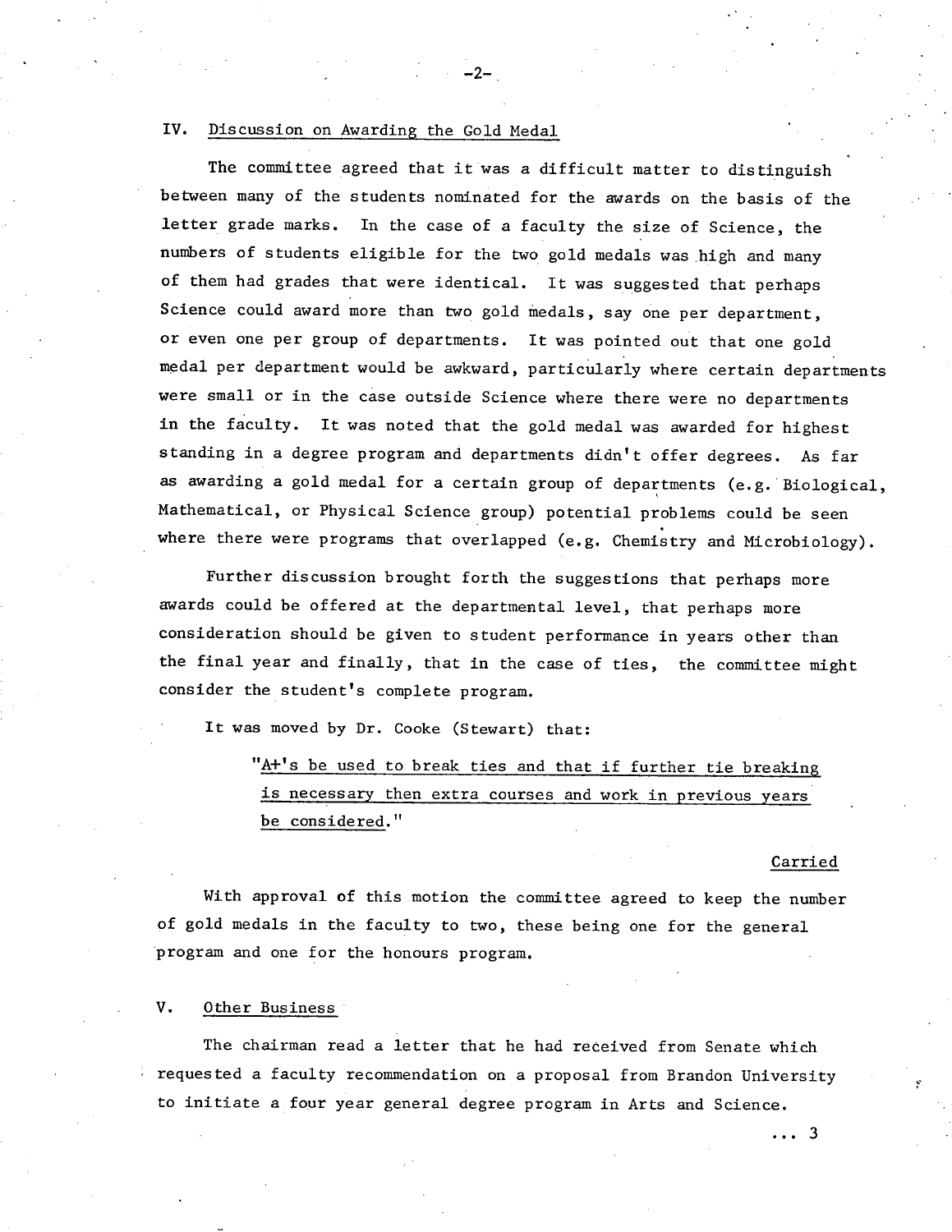## IV. Discussion on Awarding the Gold Medal

The committee agreed that it was a difficult matter to distinguish between many of the students nominated for the awards on the basis of the letter grade marks. In the case of a faculty the size of Science, the numbers of students eligible for the two gold medals was high and many of them had grades that were identical. It was suggested that perhaps Science could award more than two gold medals, say one per department, or even one per group of departments. It was pointed out that one gold medal per department would be awkward, particularly where certain departments were small or in the case outside Science where there were no departments in the faculty. It was noted that the gold medal was awarded for highest standing in a degree program and departments didn't offer degrees. As far as awarding a gold medal for a certain group of departments (e.g. Biological, Mathematical, or Physical Science group) potential problems could be seen where there were programs that overlapped (e.g. Chemistry and Microbiology).

Further discussion brought forth the suggestions that perhaps more awards could be offered at the departmental level, that perhaps more consideration should be given to student performance in years other than the final year and finally, that in the case of ties, the committee might consider the student's complete program.

It was moved by Dr. Cooke (Stewart) that:

> "A+'s be used to break ties and that if further tie breaking is necessary then extra courses and work in previous years be considered."

Carried

With approval of this motion the committee agreed to keep the number of gold medals in the faculty to two, these being one for the general program and one for the honours program.

## V. Other Business

The chairman read a letter that he had received from Senate which requested a faculty recommendation on a proposal from Brandon University to initiate a four year general degree program in Arts and Science.

... 3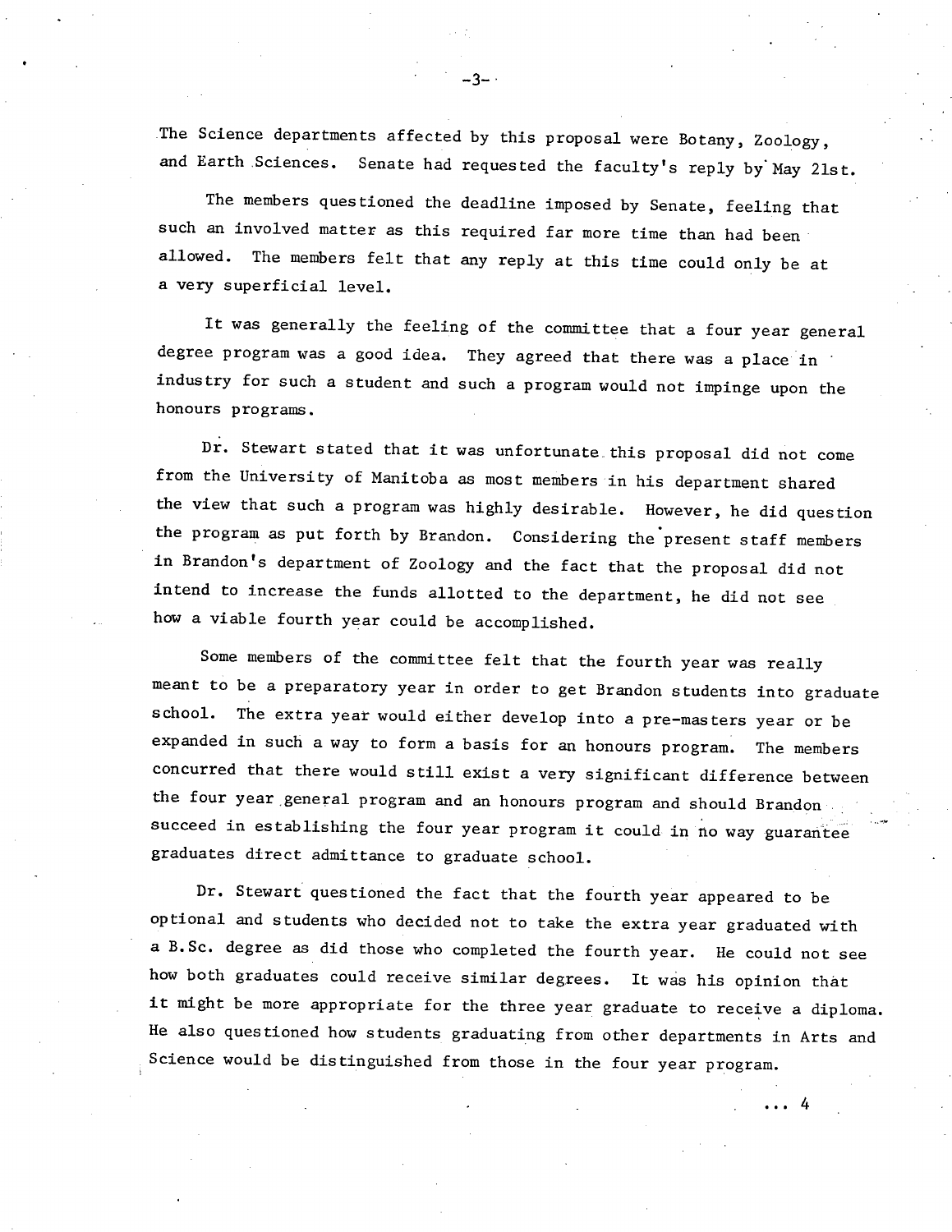The Science departments affected by this proposal were Botany, Zoology, and Earth Sciences. Senate had requested the faculty's reply by May 21st.

The members questioned the deadline imposed by Senate, feeling that such an involved matter as this required far more time than had been allowed. The members felt that any reply at this time could only be at a very superficial level.

It was generally the feeling of the committee that a four year general degree program was a good idea. They agreed that there was a place in industry for such a student and such a program would not impinge upon the honours programs.

Dr. Stewart stated that it was unfortunate this proposal did not come from the University of Manitoba as most members in his department shared the view that such a program was highly desirable. However, he did question the program as put forth by Brandon. Considering the present staff members in Brandon's department of Zoology and the fact that the proposal did not intend to increase the funds allotted to the department, he did not see how a viable fourth year could be accomplished.

Some members of the committee felt that the fourth year was really meant to be a preparatory year in order to get Brandon students into graduate school. The extra year would either develop into a pre-masters year or be expanded in such a way to form a basis for an honours program. The members concurred that there would still exist a very significant difference between the four year general program and an honours program and should Brandon succeed in establishing the four year program it could in no way guarantee graduates direct admittance to graduate school.

Dr. Stewart questioned the fact that the fourth year appeared to be optional and students who decided not to take the extra year graduated with a B.Sc. degree as did those who completed the fourth year. He could not see how both graduates could receive similar degrees. It was his opinion that it might be more appropriate for the three year graduate to receive a diploma. He also questioned how students graduating from other departments in Arts and Science would be distinguished from those in the four year program.

... 4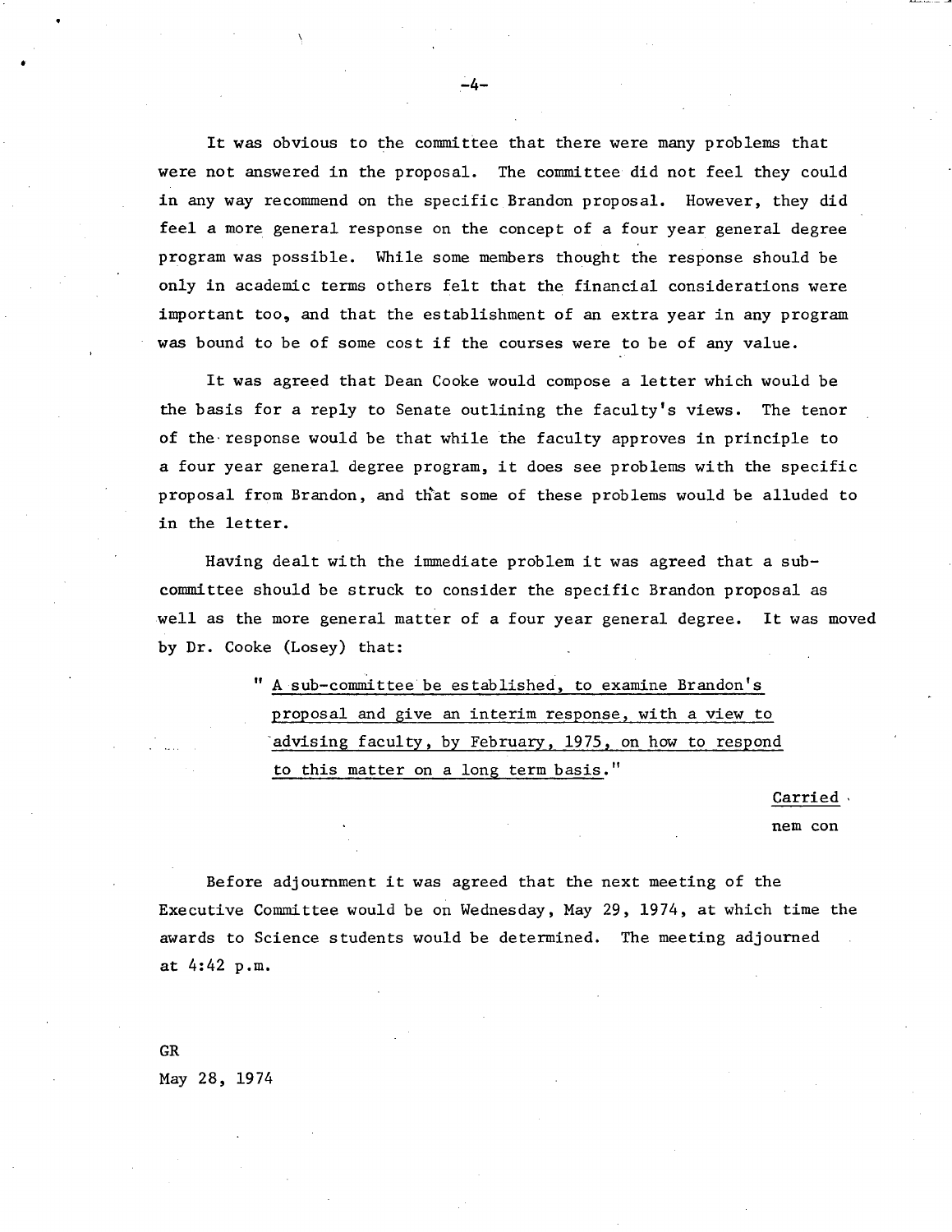It was obvious to the committee that there were many problems that were not answered in the proposal. The committee did not feel they could in any way recommend on the specific Brandon proposal. However, they did feel a more general response on the concept of a four year general degree program was possible. While some members thought the response should be only in academic terms others felt that the financial considerations were important too, and that the establishment of an extra year in any program was bound to be of some cost if the courses were to be of any value.

It was agreed that Dean Cooke would compose a letter which would be the basis for a reply to Senate outlining the faculty's views. The tenor of the response would be that while the faculty approves in principle to a four year general degree program, it does see problems with the specific proposal from Brandon, and that some of these problems would be alluded to in the letter.

Having dealt with the immediate problem it was agreed that a sub-committee should be struck to consider the specific Brandon proposal as well as the more general matter of a four year general degree. It was moved by Dr. Cooke (Losey) that:

> " A sub-committee be established, to examine Brandon's proposal and give an interim response, with a view to advising faculty, by February, 1975, on how to respond to this matter on a long term basis."

Carried
nem con

Before adjournment it was agreed that the next meeting of the Executive Committee would be on Wednesday, May 29, 1974, at which time the awards to Science students would be determined. The meeting adjourned at 4:42 p.m.

GR
May 28, 1974